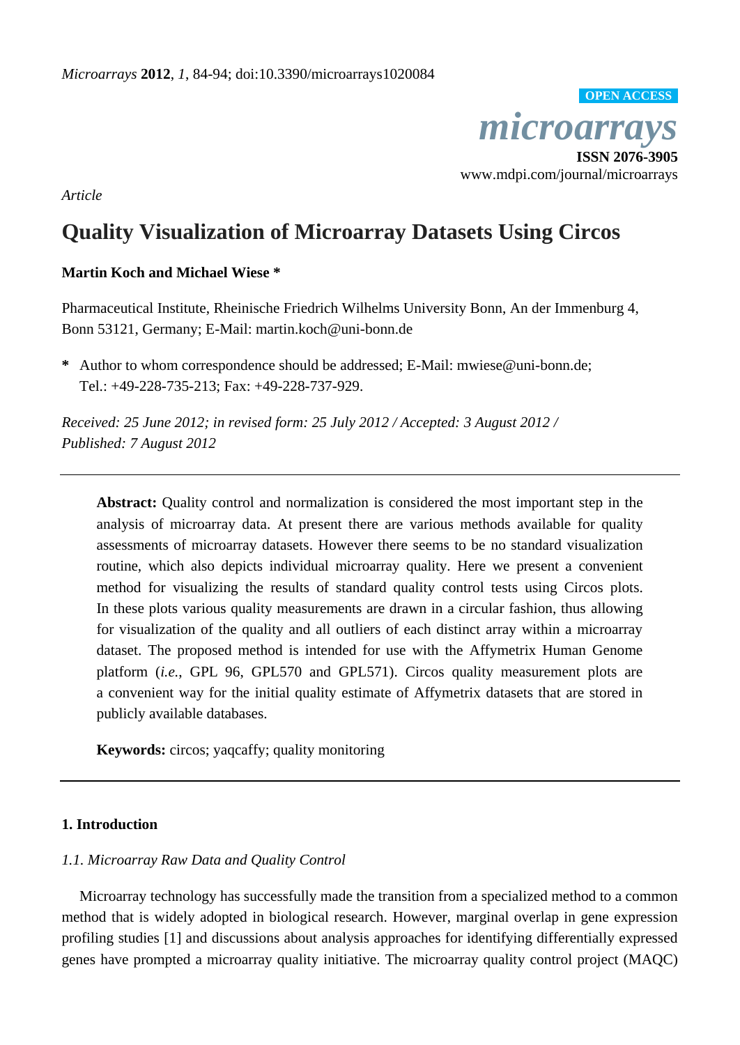*Article*

# Quality Visualization of Microarray Datasets Using Circos

**Martin Koch and Michael Wiese ***

Pharmaceutical Institute, Rheinische Friedrich Wilhelms University Bonn, An der Immenburg 4, Bonn 53121, Germany; E-Mail: martin.koch@uni-bonn.de

**\*** Author to whom correspondence should be addressed; E-Mail: mwiese@uni-bonn.de; Tel.: +49-228-735-213; Fax: +49-228-737-929.

*Received: 25 June 2012; in revised form: 25 July 2012 / Accepted: 3 August 2012 / Published: 7 August 2012*

**Abstract:** Quality control and normalization is considered the most important step in the analysis of microarray data. At present there are various methods available for quality assessments of microarray datasets. However there seems to be no standard visualization routine, which also depicts individual microarray quality. Here we present a convenient method for visualizing the results of standard quality control tests using Circos plots. In these plots various quality measurements are drawn in a circular fashion, thus allowing for visualization of the quality and all outliers of each distinct array within a microarray dataset. The proposed method is intended for use with the Affymetrix Human Genome platform (*i.e.*, GPL 96, GPL570 and GPL571). Circos quality measurement plots are a convenient way for the initial quality estimate of Affymetrix datasets that are stored in publicly available databases.

**Keywords:** circos; yaqcaffy; quality monitoring

## 1. Introduction

### *1.1. Microarray Raw Data and Quality Control*

Microarray technology has successfully made the transition from a specialized method to a common method that is widely adopted in biological research. However, marginal overlap in gene expression profiling studies [1] and discussions about analysis approaches for identifying differentially expressed genes have prompted a microarray quality initiative. The microarray quality control project (MAQC)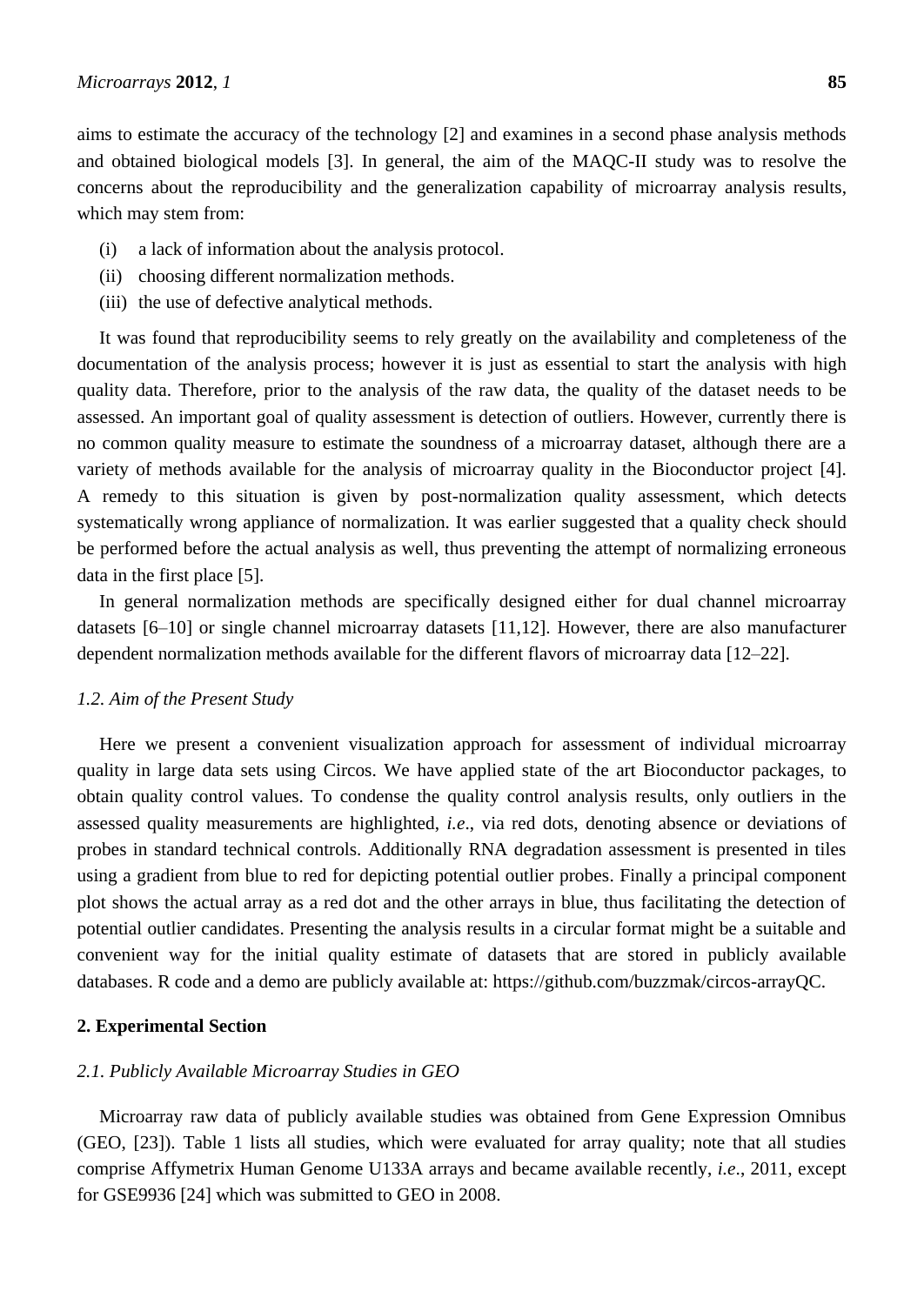aims to estimate the accuracy of the technology [2] and examines in a second phase analysis methods and obtained biological models [3]. In general, the aim of the MAQC-II study was to resolve the concerns about the reproducibility and the generalization capability of microarray analysis results, which may stem from:

(i) a lack of information about the analysis protocol.
(ii) choosing different normalization methods.
(iii) the use of defective analytical methods.

It was found that reproducibility seems to rely greatly on the availability and completeness of the documentation of the analysis process; however it is just as essential to start the analysis with high quality data. Therefore, prior to the analysis of the raw data, the quality of the dataset needs to be assessed. An important goal of quality assessment is detection of outliers. However, currently there is no common quality measure to estimate the soundness of a microarray dataset, although there are a variety of methods available for the analysis of microarray quality in the Bioconductor project [4]. A remedy to this situation is given by post-normalization quality assessment, which detects systematically wrong appliance of normalization. It was earlier suggested that a quality check should be performed before the actual analysis as well, thus preventing the attempt of normalizing erroneous data in the first place [5].

In general normalization methods are specifically designed either for dual channel microarray datasets [6–10] or single channel microarray datasets [11,12]. However, there are also manufacturer dependent normalization methods available for the different flavors of microarray data [12–22].

### 1.2. Aim of the Present Study

Here we present a convenient visualization approach for assessment of individual microarray quality in large data sets using Circos. We have applied state of the art Bioconductor packages, to obtain quality control values. To condense the quality control analysis results, only outliers in the assessed quality measurements are highlighted, *i.e.*, via red dots, denoting absence or deviations of probes in standard technical controls. Additionally RNA degradation assessment is presented in tiles using a gradient from blue to red for depicting potential outlier probes. Finally a principal component plot shows the actual array as a red dot and the other arrays in blue, thus facilitating the detection of potential outlier candidates. Presenting the analysis results in a circular format might be a suitable and convenient way for the initial quality estimate of datasets that are stored in publicly available databases. R code and a demo are publicly available at: https://github.com/buzzmak/circos-arrayQC.

## 2. Experimental Section

### 2.1. Publicly Available Microarray Studies in GEO

Microarray raw data of publicly available studies was obtained from Gene Expression Omnibus (GEO, [23]). Table 1 lists all studies, which were evaluated for array quality; note that all studies comprise Affymetrix Human Genome U133A arrays and became available recently, *i.e.*, 2011, except for GSE9936 [24] which was submitted to GEO in 2008.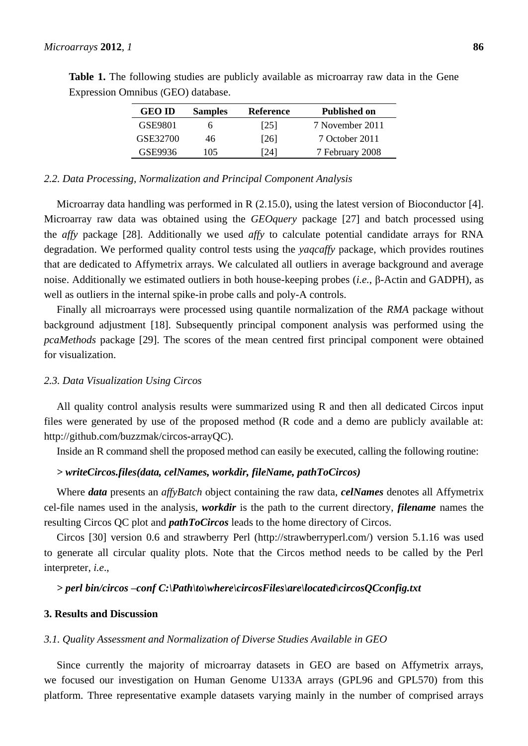**Table 1.** The following studies are publicly available as microarray raw data in the Gene Expression Omnibus (GEO) database.

| GEO ID | Samples | Reference | Published on |
| --- | --- | --- | --- |
| GSE9801 | 6 | [25] | 7 November 2011 |
| GSE32700 | 46 | [26] | 7 October 2011 |
| GSE9936 | 105 | [24] | 7 February 2008 |

### *2.2. Data Processing, Normalization and Principal Component Analysis*

Microarray data handling was performed in R (2.15.0), using the latest version of Bioconductor [4]. Microarray raw data was obtained using the *GEOquery* package [27] and batch processed using the *affy* package [28]. Additionally we used *affy* to calculate potential candidate arrays for RNA degradation. We performed quality control tests using the *yaqcaffy* package, which provides routines that are dedicated to Affymetrix arrays. We calculated all outliers in average background and average noise. Additionally we estimated outliers in both house-keeping probes (*i.e.*, β-Actin and GADPH), as well as outliers in the internal spike-in probe calls and poly-A controls.

Finally all microarrays were processed using quantile normalization of the *RMA* package without background adjustment [18]. Subsequently principal component analysis was performed using the *pcaMethods* package [29]. The scores of the mean centred first principal component were obtained for visualization.

### *2.3. Data Visualization Using Circos*

All quality control analysis results were summarized using R and then all dedicated Circos input files were generated by use of the proposed method (R code and a demo are publicly available at: http://github.com/buzzmak/circos-arrayQC).

Inside an R command shell the proposed method can easily be executed, calling the following routine:

***> writeCircos.files(data, celNames, workdir, fileName, pathToCircos)***

Where ***data*** presents an *affyBatch* object containing the raw data, ***celNames*** denotes all Affymetrix cel-file names used in the analysis, ***workdir*** is the path to the current directory, ***filename*** names the resulting Circos QC plot and ***pathToCircos*** leads to the home directory of Circos.

Circos [30] version 0.6 and strawberry Perl (http://strawberryperl.com/) version 5.1.16 was used to generate all circular quality plots. Note that the Circos method needs to be called by the Perl interpreter, *i.e*.,

***> perl bin/circos –conf C:\Path\to\where\circosFiles\are\located\circosQCconfig.txt***

## **3. Results and Discussion**

### *3.1. Quality Assessment and Normalization of Diverse Studies Available in GEO*

Since currently the majority of microarray datasets in GEO are based on Affymetrix arrays, we focused our investigation on Human Genome U133A arrays (GPL96 and GPL570) from this platform. Three representative example datasets varying mainly in the number of comprised arrays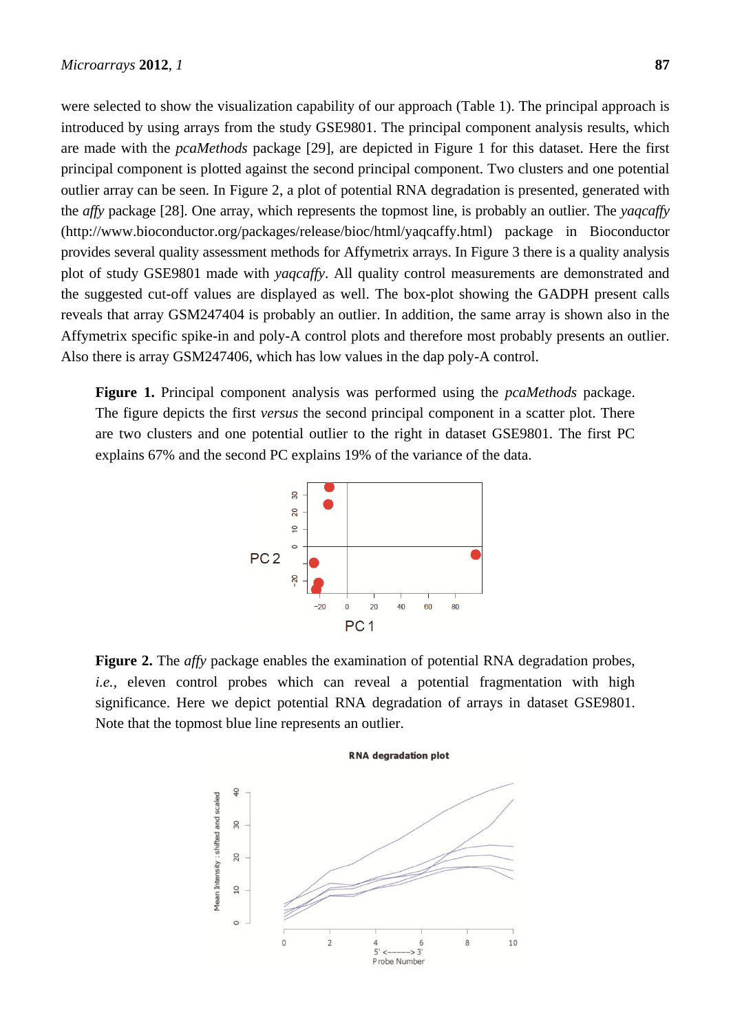were selected to show the visualization capability of our approach (Table 1). The principal approach is introduced by using arrays from the study GSE9801. The principal component analysis results, which are made with the *pcaMethods* package [29], are depicted in Figure 1 for this dataset. Here the first principal component is plotted against the second principal component. Two clusters and one potential outlier array can be seen. In Figure 2, a plot of potential RNA degradation is presented, generated with the *affy* package [28]. One array, which represents the topmost line, is probably an outlier. The *yaqcaffy* (http://www.bioconductor.org/packages/release/bioc/html/yaqcaffy.html) package in Bioconductor provides several quality assessment methods for Affymetrix arrays. In Figure 3 there is a quality analysis plot of study GSE9801 made with *yaqcaffy*. All quality control measurements are demonstrated and the suggested cut-off values are displayed as well. The box-plot showing the GADPH present calls reveals that array GSM247404 is probably an outlier. In addition, the same array is shown also in the Affymetrix specific spike-in and poly-A control plots and therefore most probably presents an outlier. Also there is array GSM247406, which has low values in the dap poly-A control.

**Figure 1.** Principal component analysis was performed using the *pcaMethods* package. The figure depicts the first *versus* the second principal component in a scatter plot. There are two clusters and one potential outlier to the right in dataset GSE9801. The first PC explains 67% and the second PC explains 19% of the variance of the data.

**Figure 2.** The *affy* package enables the examination of potential RNA degradation probes, *i.e.*, eleven control probes which can reveal a potential fragmentation with high significance. Here we depict potential RNA degradation of arrays in dataset GSE9801. Note that the topmost blue line represents an outlier.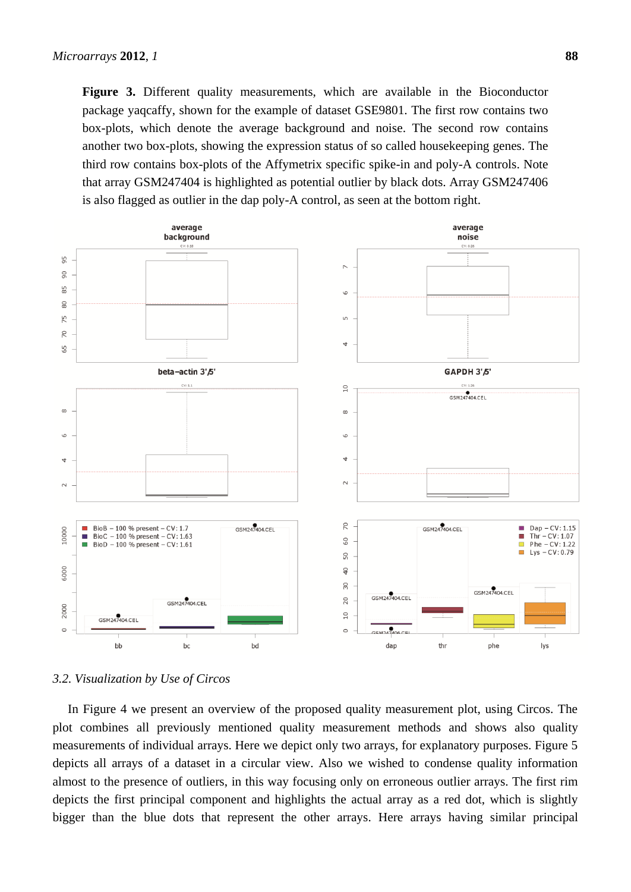**Figure 3.** Different quality measurements, which are available in the Bioconductor package yaqcaffy, shown for the example of dataset GSE9801. The first row contains two box-plots, which denote the average background and noise. The second row contains another two box-plots, showing the expression status of so called housekeeping genes. The third row contains box-plots of the Affymetrix specific spike-in and poly-A controls. Note that array GSM247404 is highlighted as potential outlier by black dots. Array GSM247406 is also flagged as outlier in the dap poly-A control, as seen at the bottom right.

### 3.2. Visualization by Use of Circos

In Figure 4 we present an overview of the proposed quality measurement plot, using Circos. The plot combines all previously mentioned quality measurement methods and shows also quality measurements of individual arrays. Here we depict only two arrays, for explanatory purposes. Figure 5 depicts all arrays of a dataset in a circular view. Also we wished to condense quality information almost to the presence of outliers, in this way focusing only on erroneous outlier arrays. The first rim depicts the first principal component and highlights the actual array as a red dot, which is slightly bigger than the blue dots that represent the other arrays. Here arrays having similar principal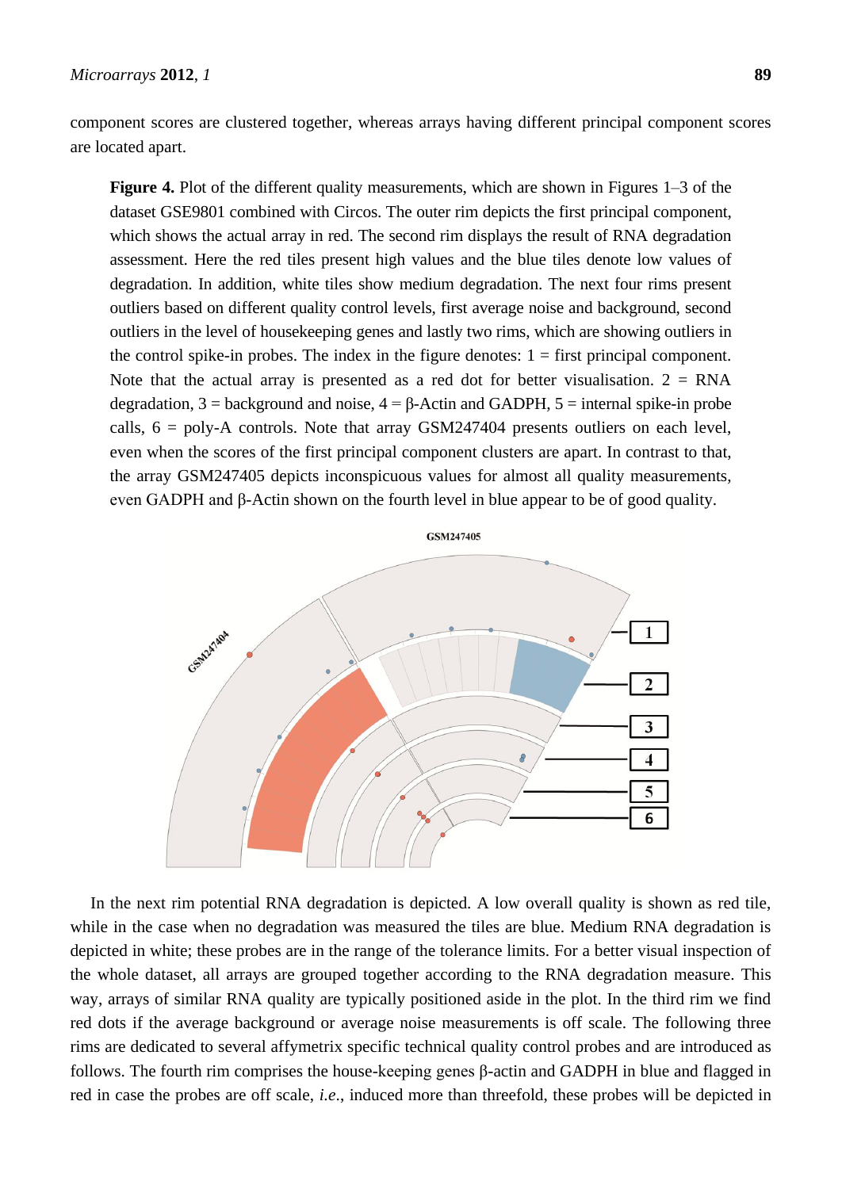component scores are clustered together, whereas arrays having different principal component scores are located apart.

**Figure 4.** Plot of the different quality measurements, which are shown in Figures 1–3 of the dataset GSE9801 combined with Circos. The outer rim depicts the first principal component, which shows the actual array in red. The second rim displays the result of RNA degradation assessment. Here the red tiles present high values and the blue tiles denote low values of degradation. In addition, white tiles show medium degradation. The next four rims present outliers based on different quality control levels, first average noise and background, second outliers in the level of housekeeping genes and lastly two rims, which are showing outliers in the control spike-in probes. The index in the figure denotes: 1 = first principal component. Note that the actual array is presented as a red dot for better visualisation. 2 = RNA degradation, 3 = background and noise, 4 = β-Actin and GADPH, 5 = internal spike-in probe calls, 6 = poly-A controls. Note that array GSM247404 presents outliers on each level, even when the scores of the first principal component clusters are apart. In contrast to that, the array GSM247405 depicts inconspicuous values for almost all quality measurements, even GADPH and β-Actin shown on the fourth level in blue appear to be of good quality.

In the next rim potential RNA degradation is depicted. A low overall quality is shown as red tile, while in the case when no degradation was measured the tiles are blue. Medium RNA degradation is depicted in white; these probes are in the range of the tolerance limits. For a better visual inspection of the whole dataset, all arrays are grouped together according to the RNA degradation measure. This way, arrays of similar RNA quality are typically positioned aside in the plot. In the third rim we find red dots if the average background or average noise measurements is off scale. The following three rims are dedicated to several affymetrix specific technical quality control probes and are introduced as follows. The fourth rim comprises the house-keeping genes β-actin and GADPH in blue and flagged in red in case the probes are off scale, *i.e.*, induced more than threefold, these probes will be depicted in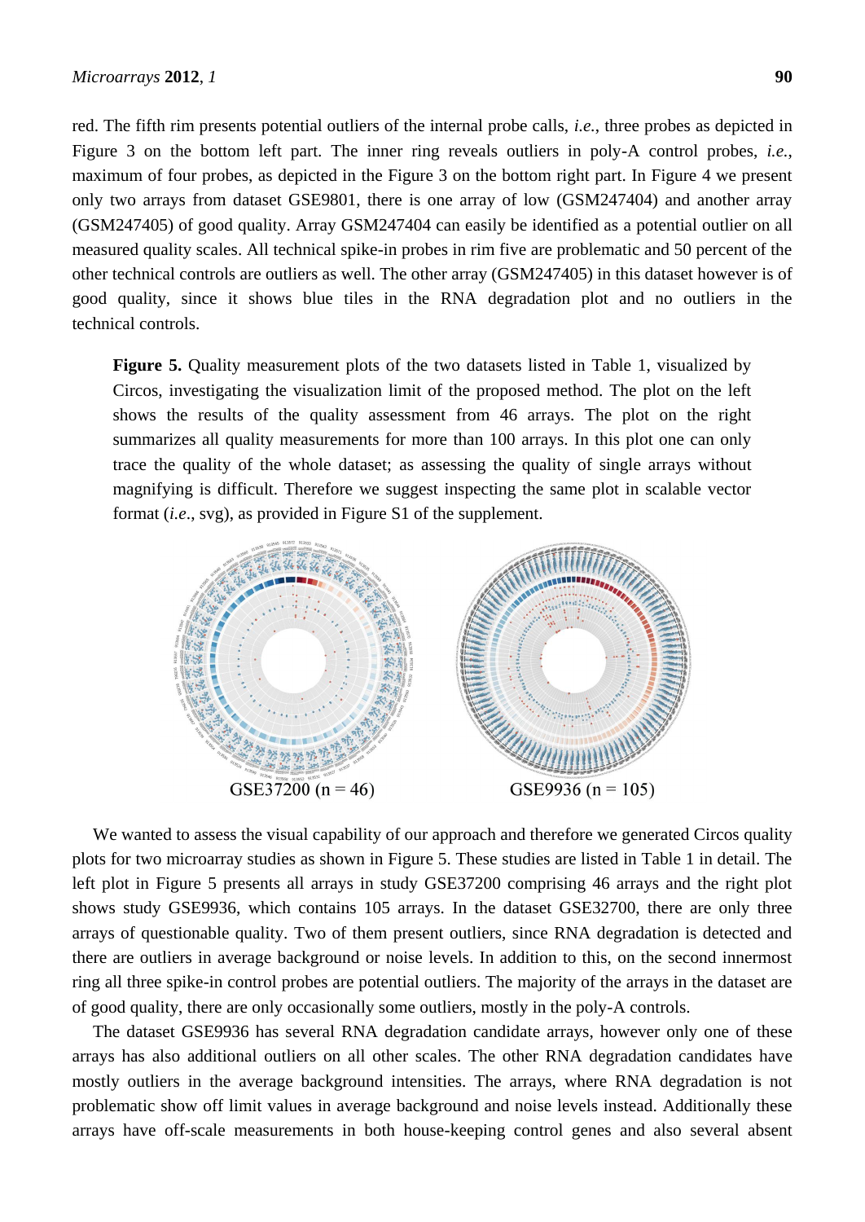red. The fifth rim presents potential outliers of the internal probe calls, *i.e.*, three probes as depicted in Figure 3 on the bottom left part. The inner ring reveals outliers in poly-A control probes, *i.e.*, maximum of four probes, as depicted in the Figure 3 on the bottom right part. In Figure 4 we present only two arrays from dataset GSE9801, there is one array of low (GSM247404) and another array (GSM247405) of good quality. Array GSM247404 can easily be identified as a potential outlier on all measured quality scales. All technical spike-in probes in rim five are problematic and 50 percent of the other technical controls are outliers as well. The other array (GSM247405) in this dataset however is of good quality, since it shows blue tiles in the RNA degradation plot and no outliers in the technical controls.

**Figure 5.** Quality measurement plots of the two datasets listed in Table 1, visualized by Circos, investigating the visualization limit of the proposed method. The plot on the left shows the results of the quality assessment from 46 arrays. The plot on the right summarizes all quality measurements for more than 100 arrays. In this plot one can only trace the quality of the whole dataset; as assessing the quality of single arrays without magnifying is difficult. Therefore we suggest inspecting the same plot in scalable vector format (*i.e.*, svg), as provided in Figure S1 of the supplement.

GSE37200 (n = 46) GSE9936 (n = 105)

We wanted to assess the visual capability of our approach and therefore we generated Circos quality plots for two microarray studies as shown in Figure 5. These studies are listed in Table 1 in detail. The left plot in Figure 5 presents all arrays in study GSE37200 comprising 46 arrays and the right plot shows study GSE9936, which contains 105 arrays. In the dataset GSE32700, there are only three arrays of questionable quality. Two of them present outliers, since RNA degradation is detected and there are outliers in average background or noise levels. In addition to this, on the second innermost ring all three spike-in control probes are potential outliers. The majority of the arrays in the dataset are of good quality, there are only occasionally some outliers, mostly in the poly-A controls.

The dataset GSE9936 has several RNA degradation candidate arrays, however only one of these arrays has also additional outliers on all other scales. The other RNA degradation candidates have mostly outliers in the average background intensities. The arrays, where RNA degradation is not problematic show off limit values in average background and noise levels instead. Additionally these arrays have off-scale measurements in both house-keeping control genes and also several absent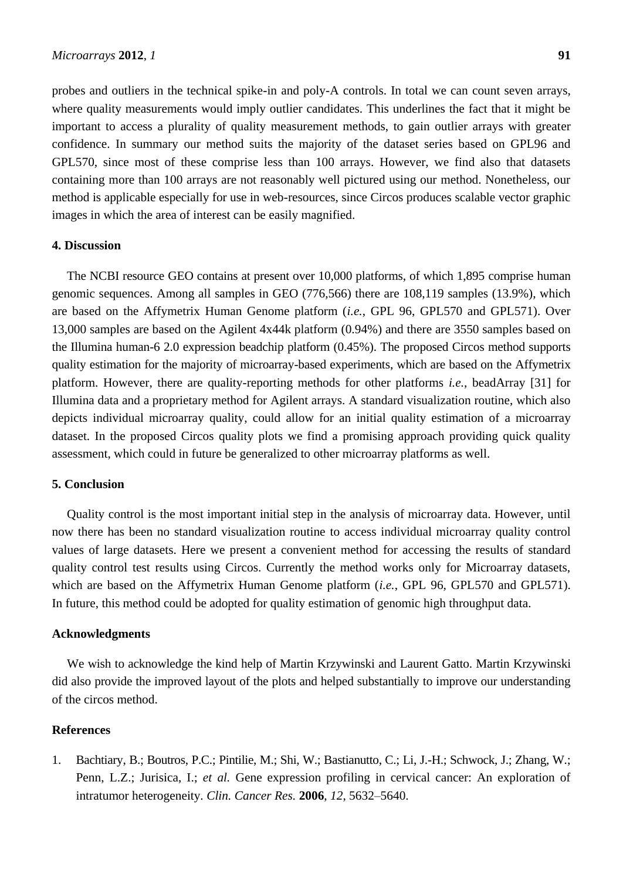probes and outliers in the technical spike-in and poly-A controls. In total we can count seven arrays, where quality measurements would imply outlier candidates. This underlines the fact that it might be important to access a plurality of quality measurement methods, to gain outlier arrays with greater confidence. In summary our method suits the majority of the dataset series based on GPL96 and GPL570, since most of these comprise less than 100 arrays. However, we find also that datasets containing more than 100 arrays are not reasonably well pictured using our method. Nonetheless, our method is applicable especially for use in web-resources, since Circos produces scalable vector graphic images in which the area of interest can be easily magnified.

## 4. Discussion

The NCBI resource GEO contains at present over 10,000 platforms, of which 1,895 comprise human genomic sequences. Among all samples in GEO (776,566) there are 108,119 samples (13.9%), which are based on the Affymetrix Human Genome platform (*i.e.*, GPL 96, GPL570 and GPL571). Over 13,000 samples are based on the Agilent 4x44k platform (0.94%) and there are 3550 samples based on the Illumina human-6 2.0 expression beadchip platform (0.45%). The proposed Circos method supports quality estimation for the majority of microarray-based experiments, which are based on the Affymetrix platform. However, there are quality-reporting methods for other platforms *i.e.*, beadArray [31] for Illumina data and a proprietary method for Agilent arrays. A standard visualization routine, which also depicts individual microarray quality, could allow for an initial quality estimation of a microarray dataset. In the proposed Circos quality plots we find a promising approach providing quick quality assessment, which could in future be generalized to other microarray platforms as well.

## 5. Conclusion

Quality control is the most important initial step in the analysis of microarray data. However, until now there has been no standard visualization routine to access individual microarray quality control values of large datasets. Here we present a convenient method for accessing the results of standard quality control test results using Circos. Currently the method works only for Microarray datasets, which are based on the Affymetrix Human Genome platform (*i.e.*, GPL 96, GPL570 and GPL571). In future, this method could be adopted for quality estimation of genomic high throughput data.

## Acknowledgments

We wish to acknowledge the kind help of Martin Krzywinski and Laurent Gatto. Martin Krzywinski did also provide the improved layout of the plots and helped substantially to improve our understanding of the circos method.

## References

1. Bachtiary, B.; Boutros, P.C.; Pintilie, M.; Shi, W.; Bastianutto, C.; Li, J.-H.; Schwock, J.; Zhang, W.; Penn, L.Z.; Jurisica, I.; *et al.* Gene expression profiling in cervical cancer: An exploration of intratumor heterogeneity. *Clin. Cancer Res.* **2006**, *12*, 5632–5640.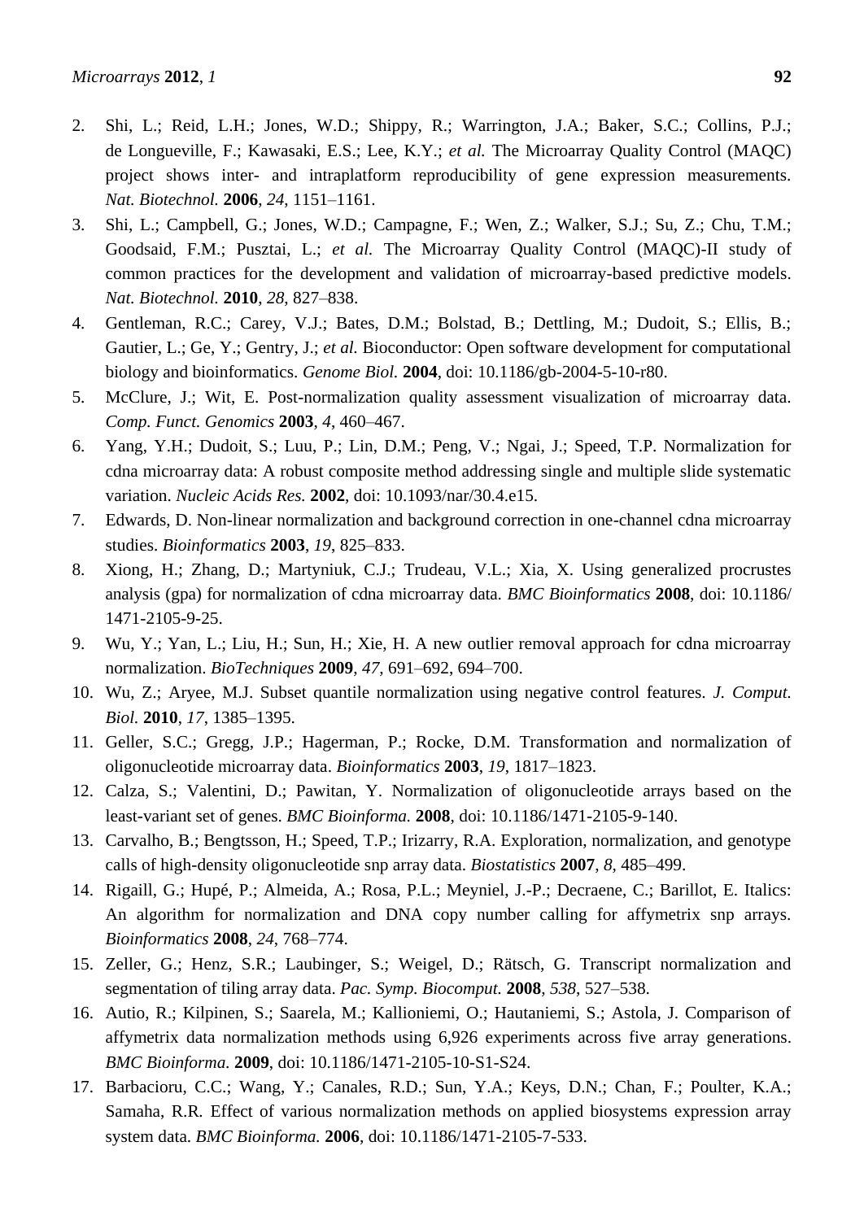2. Shi, L.; Reid, L.H.; Jones, W.D.; Shippy, R.; Warrington, J.A.; Baker, S.C.; Collins, P.J.; de Longueville, F.; Kawasaki, E.S.; Lee, K.Y.; *et al.* The Microarray Quality Control (MAQC) project shows inter- and intraplatform reproducibility of gene expression measurements. *Nat. Biotechnol.* **2006**, *24*, 1151–1161.
3. Shi, L.; Campbell, G.; Jones, W.D.; Campagne, F.; Wen, Z.; Walker, S.J.; Su, Z.; Chu, T.M.; Goodsaid, F.M.; Pusztai, L.; *et al.* The Microarray Quality Control (MAQC)-II study of common practices for the development and validation of microarray-based predictive models. *Nat. Biotechnol.* **2010**, *28*, 827–838.
4. Gentleman, R.C.; Carey, V.J.; Bates, D.M.; Bolstad, B.; Dettling, M.; Dudoit, S.; Ellis, B.; Gautier, L.; Ge, Y.; Gentry, J.; *et al.* Bioconductor: Open software development for computational biology and bioinformatics. *Genome Biol.* **2004**, doi: 10.1186/gb-2004-5-10-r80.
5. McClure, J.; Wit, E. Post-normalization quality assessment visualization of microarray data. *Comp. Funct. Genomics* **2003**, *4*, 460–467.
6. Yang, Y.H.; Dudoit, S.; Luu, P.; Lin, D.M.; Peng, V.; Ngai, J.; Speed, T.P. Normalization for cdna microarray data: A robust composite method addressing single and multiple slide systematic variation. *Nucleic Acids Res.* **2002**, doi: 10.1093/nar/30.4.e15.
7. Edwards, D. Non-linear normalization and background correction in one-channel cdna microarray studies. *Bioinformatics* **2003**, *19*, 825–833.
8. Xiong, H.; Zhang, D.; Martyniuk, C.J.; Trudeau, V.L.; Xia, X. Using generalized procrustes analysis (gpa) for normalization of cdna microarray data. *BMC Bioinformatics* **2008**, doi: 10.1186/1471-2105-9-25.
9. Wu, Y.; Yan, L.; Liu, H.; Sun, H.; Xie, H. A new outlier removal approach for cdna microarray normalization. *BioTechniques* **2009**, *47*, 691–692, 694–700.
10. Wu, Z.; Aryee, M.J. Subset quantile normalization using negative control features. *J. Comput. Biol.* **2010**, *17*, 1385–1395.
11. Geller, S.C.; Gregg, J.P.; Hagerman, P.; Rocke, D.M. Transformation and normalization of oligonucleotide microarray data. *Bioinformatics* **2003**, *19*, 1817–1823.
12. Calza, S.; Valentini, D.; Pawitan, Y. Normalization of oligonucleotide arrays based on the least-variant set of genes. *BMC Bioinforma.* **2008**, doi: 10.1186/1471-2105-9-140.
13. Carvalho, B.; Bengtsson, H.; Speed, T.P.; Irizarry, R.A. Exploration, normalization, and genotype calls of high-density oligonucleotide snp array data. *Biostatistics* **2007**, *8*, 485–499.
14. Rigaill, G.; Hupé, P.; Almeida, A.; Rosa, P.L.; Meyniel, J.-P.; Decraene, C.; Barillot, E. Italics: An algorithm for normalization and DNA copy number calling for affymetrix snp arrays. *Bioinformatics* **2008**, *24*, 768–774.
15. Zeller, G.; Henz, S.R.; Laubinger, S.; Weigel, D.; Rätsch, G. Transcript normalization and segmentation of tiling array data. *Pac. Symp. Biocomput.* **2008**, *538*, 527–538.
16. Autio, R.; Kilpinen, S.; Saarela, M.; Kallioniemi, O.; Hautaniemi, S.; Astola, J. Comparison of affymetrix data normalization methods using 6,926 experiments across five array generations. *BMC Bioinforma.* **2009**, doi: 10.1186/1471-2105-10-S1-S24.
17. Barbacioru, C.C.; Wang, Y.; Canales, R.D.; Sun, Y.A.; Keys, D.N.; Chan, F.; Poulter, K.A.; Samaha, R.R. Effect of various normalization methods on applied biosystems expression array system data. *BMC Bioinforma.* **2006**, doi: 10.1186/1471-2105-7-533.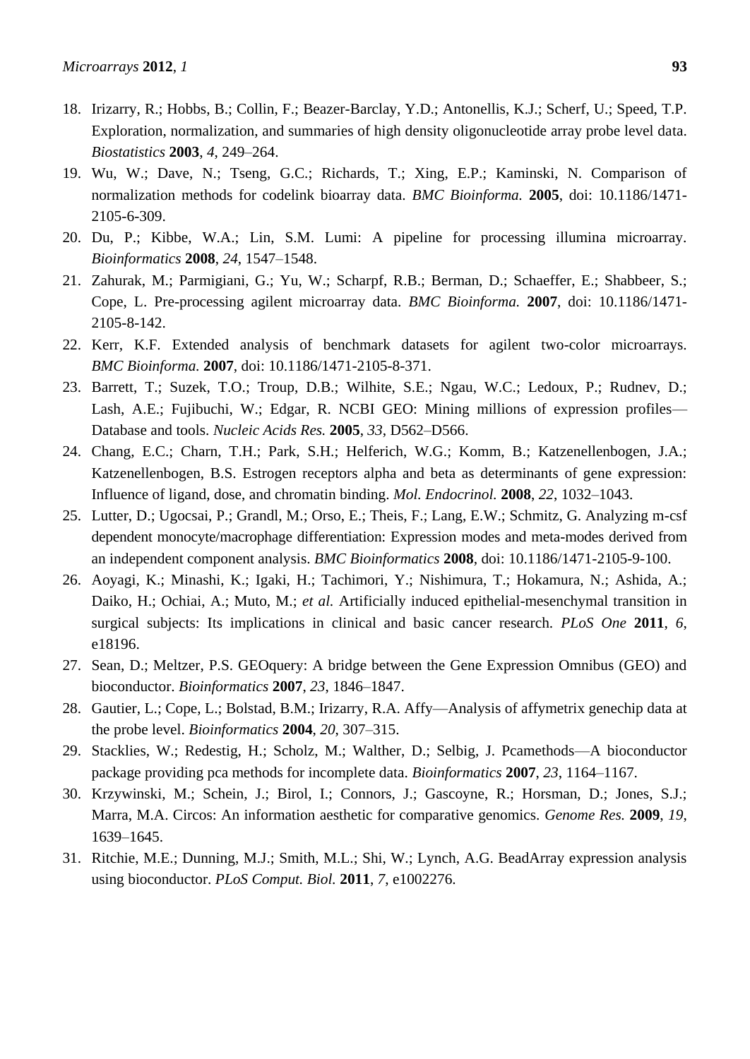18. Irizarry, R.; Hobbs, B.; Collin, F.; Beazer-Barclay, Y.D.; Antonellis, K.J.; Scherf, U.; Speed, T.P. Exploration, normalization, and summaries of high density oligonucleotide array probe level data. *Biostatistics* **2003**, *4*, 249–264.
19. Wu, W.; Dave, N.; Tseng, G.C.; Richards, T.; Xing, E.P.; Kaminski, N. Comparison of normalization methods for codelink bioarray data. *BMC Bioinforma.* **2005**, doi: 10.1186/1471-2105-6-309.
20. Du, P.; Kibbe, W.A.; Lin, S.M. Lumi: A pipeline for processing illumina microarray. *Bioinformatics* **2008**, *24*, 1547–1548.
21. Zahurak, M.; Parmigiani, G.; Yu, W.; Scharpf, R.B.; Berman, D.; Schaeffer, E.; Shabbeer, S.; Cope, L. Pre-processing agilent microarray data. *BMC Bioinforma.* **2007**, doi: 10.1186/1471-2105-8-142.
22. Kerr, K.F. Extended analysis of benchmark datasets for agilent two-color microarrays. *BMC Bioinforma.* **2007**, doi: 10.1186/1471-2105-8-371.
23. Barrett, T.; Suzek, T.O.; Troup, D.B.; Wilhite, S.E.; Ngau, W.C.; Ledoux, P.; Rudnev, D.; Lash, A.E.; Fujibuchi, W.; Edgar, R. NCBI GEO: Mining millions of expression profiles—Database and tools. *Nucleic Acids Res.* **2005**, *33*, D562–D566.
24. Chang, E.C.; Charn, T.H.; Park, S.H.; Helferich, W.G.; Komm, B.; Katzenellenbogen, J.A.; Katzenellenbogen, B.S. Estrogen receptors alpha and beta as determinants of gene expression: Influence of ligand, dose, and chromatin binding. *Mol. Endocrinol.* **2008**, *22*, 1032–1043.
25. Lutter, D.; Ugocsai, P.; Grandl, M.; Orso, E.; Theis, F.; Lang, E.W.; Schmitz, G. Analyzing m-csf dependent monocyte/macrophage differentiation: Expression modes and meta-modes derived from an independent component analysis. *BMC Bioinformatics* **2008**, doi: 10.1186/1471-2105-9-100.
26. Aoyagi, K.; Minashi, K.; Igaki, H.; Tachimori, Y.; Nishimura, T.; Hokamura, N.; Ashida, A.; Daiko, H.; Ochiai, A.; Muto, M.; *et al.* Artificially induced epithelial-mesenchymal transition in surgical subjects: Its implications in clinical and basic cancer research. *PLoS One* **2011**, *6*, e18196.
27. Sean, D.; Meltzer, P.S. GEOquery: A bridge between the Gene Expression Omnibus (GEO) and bioconductor. *Bioinformatics* **2007**, *23*, 1846–1847.
28. Gautier, L.; Cope, L.; Bolstad, B.M.; Irizarry, R.A. Affy—Analysis of affymetrix genechip data at the probe level. *Bioinformatics* **2004**, *20*, 307–315.
29. Stacklies, W.; Redestig, H.; Scholz, M.; Walther, D.; Selbig, J. Pcamethods—A bioconductor package providing pca methods for incomplete data. *Bioinformatics* **2007**, *23*, 1164–1167.
30. Krzywinski, M.; Schein, J.; Birol, I.; Connors, J.; Gascoyne, R.; Horsman, D.; Jones, S.J.; Marra, M.A. Circos: An information aesthetic for comparative genomics. *Genome Res.* **2009**, *19*, 1639–1645.
31. Ritchie, M.E.; Dunning, M.J.; Smith, M.L.; Shi, W.; Lynch, A.G. BeadArray expression analysis using bioconductor. *PLoS Comput. Biol.* **2011**, *7*, e1002276.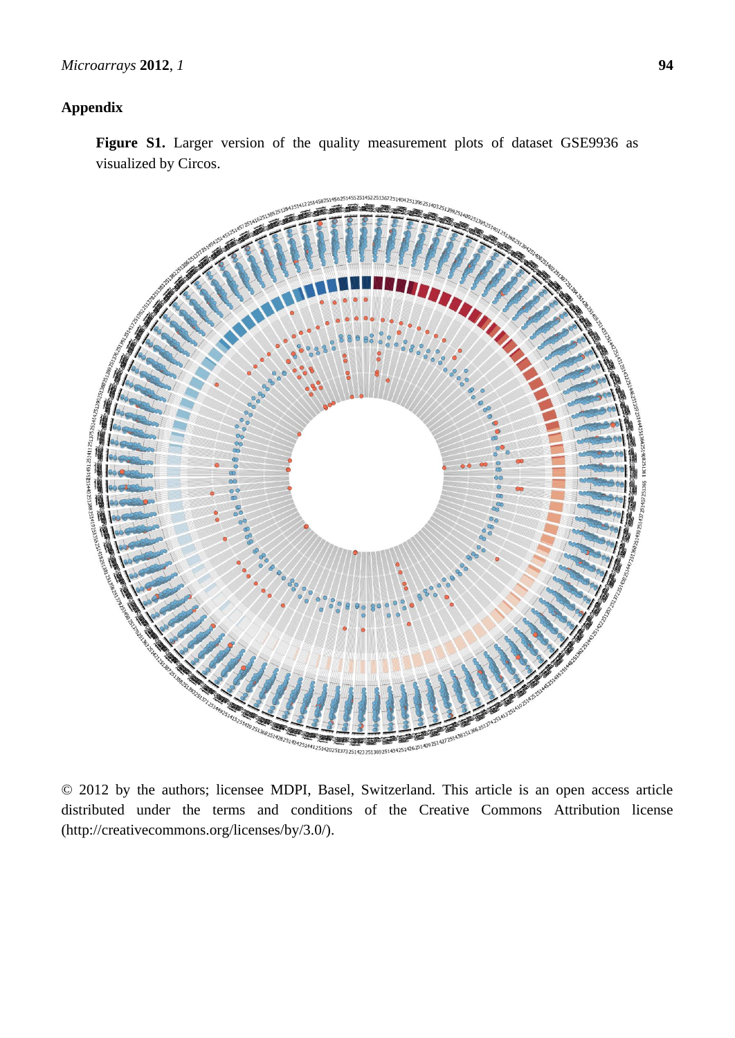## Appendix

**Figure S1.** Larger version of the quality measurement plots of dataset GSE9936 as visualized by Circos.

© 2012 by the authors; licensee MDPI, Basel, Switzerland. This article is an open access article distributed under the terms and conditions of the Creative Commons Attribution license (http://creativecommons.org/licenses/by/3.0/).